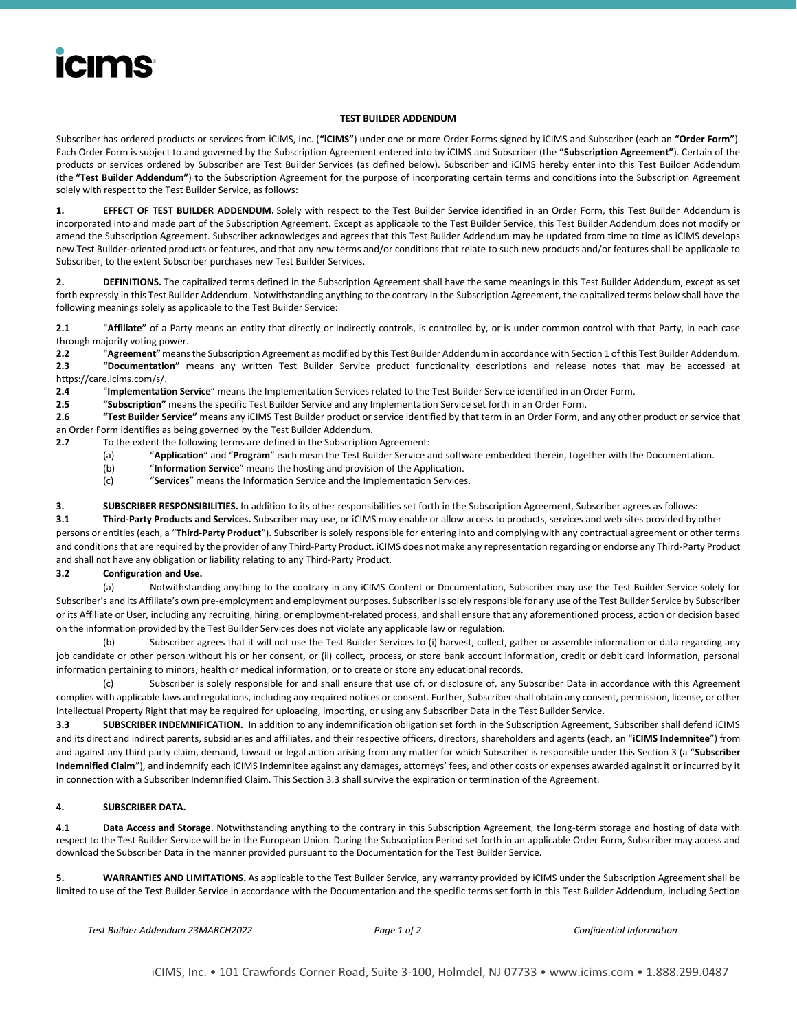# TEST BUILDER ADDENDUM

Subscriber has ordered products or services from iCIMS, Inc. (**"iCIMS"**) under one or more Order Forms signed by iCIMS and Subscriber (each an **"Order Form"**). Each Order Form is subject to and governed by the Subscription Agreement entered into by iCIMS and Subscriber (the **"Subscription Agreement"**). Certain of the products or services ordered by Subscriber are Test Builder Services (as defined below). Subscriber and iCIMS hereby enter into this Test Builder Addendum (the **"Test Builder Addendum"**) to the Subscription Agreement for the purpose of incorporating certain terms and conditions into the Subscription Agreement solely with respect to the Test Builder Service, as follows:

**1. EFFECT OF TEST BUILDER ADDENDUM.** Solely with respect to the Test Builder Service identified in an Order Form, this Test Builder Addendum is incorporated into and made part of the Subscription Agreement. Except as applicable to the Test Builder Service, this Test Builder Addendum does not modify or amend the Subscription Agreement. Subscriber acknowledges and agrees that this Test Builder Addendum may be updated from time to time as iCIMS develops new Test Builder-oriented products or features, and that any new terms and/or conditions that relate to such new products and/or features shall be applicable to Subscriber, to the extent Subscriber purchases new Test Builder Services.

**2. DEFINITIONS.** The capitalized terms defined in the Subscription Agreement shall have the same meanings in this Test Builder Addendum, except as set forth expressly in this Test Builder Addendum. Notwithstanding anything to the contrary in the Subscription Agreement, the capitalized terms below shall have the following meanings solely as applicable to the Test Builder Service:

**2.1** **"Affiliate"** of a Party means an entity that directly or indirectly controls, is controlled by, or is under common control with that Party, in each case through majority voting power.

**2.2** **"Agreement"** means the Subscription Agreement as modified by this Test Builder Addendum in accordance with Section 1 of this Test Builder Addendum.

**2.3** **"Documentation"** means any written Test Builder Service product functionality descriptions and release notes that may be accessed at https://care.icims.com/s/.

**2.4** "**Implementation Service**" means the Implementation Services related to the Test Builder Service identified in an Order Form.

**2.5** **"Subscription"** means the specific Test Builder Service and any Implementation Service set forth in an Order Form.

**2.6** **"Test Builder Service"** means any iCIMS Test Builder product or service identified by that term in an Order Form, and any other product or service that an Order Form identifies as being governed by the Test Builder Addendum.

**2.7** To the extent the following terms are defined in the Subscription Agreement:

(a) "**Application**" and "**Program**" each mean the Test Builder Service and software embedded therein, together with the Documentation.

(b) "**Information Service**" means the hosting and provision of the Application.

(c) "**Services**" means the Information Service and the Implementation Services.

**3. SUBSCRIBER RESPONSIBILITIES.** In addition to its other responsibilities set forth in the Subscription Agreement, Subscriber agrees as follows:

**3.1 Third-Party Products and Services.** Subscriber may use, or iCIMS may enable or allow access to products, services and web sites provided by other persons or entities (each, a "**Third-Party Product**"). Subscriber is solely responsible for entering into and complying with any contractual agreement or other terms and conditions that are required by the provider of any Third-Party Product. iCIMS does not make any representation regarding or endorse any Third-Party Product and shall not have any obligation or liability relating to any Third-Party Product.

**3.2 Configuration and Use.**

(a) Notwithstanding anything to the contrary in any iCIMS Content or Documentation, Subscriber may use the Test Builder Service solely for Subscriber's and its Affiliate's own pre-employment and employment purposes. Subscriber is solely responsible for any use of the Test Builder Service by Subscriber or its Affiliate or User, including any recruiting, hiring, or employment-related process, and shall ensure that any aforementioned process, action or decision based on the information provided by the Test Builder Services does not violate any applicable law or regulation.

(b) Subscriber agrees that it will not use the Test Builder Services to (i) harvest, collect, gather or assemble information or data regarding any job candidate or other person without his or her consent, or (ii) collect, process, or store bank account information, credit or debit card information, personal information pertaining to minors, health or medical information, or to create or store any educational records.

(c) Subscriber is solely responsible for and shall ensure that use of, or disclosure of, any Subscriber Data in accordance with this Agreement complies with applicable laws and regulations, including any required notices or consent. Further, Subscriber shall obtain any consent, permission, license, or other Intellectual Property Right that may be required for uploading, importing, or using any Subscriber Data in the Test Builder Service.

**3.3 SUBSCRIBER INDEMNIFICATION.** In addition to any indemnification obligation set forth in the Subscription Agreement, Subscriber shall defend iCIMS and its direct and indirect parents, subsidiaries and affiliates, and their respective officers, directors, shareholders and agents (each, an "**iCIMS Indemnitee**") from and against any third party claim, demand, lawsuit or legal action arising from any matter for which Subscriber is responsible under this Section 3 (a "**Subscriber Indemnified Claim**"), and indemnify each iCIMS Indemnitee against any damages, attorneys' fees, and other costs or expenses awarded against it or incurred by it in connection with a Subscriber Indemnified Claim. This Section 3.3 shall survive the expiration or termination of the Agreement.

**4. SUBSCRIBER DATA.**

**4.1 Data Access and Storage**. Notwithstanding anything to the contrary in this Subscription Agreement, the long-term storage and hosting of data with respect to the Test Builder Service will be in the European Union. During the Subscription Period set forth in an applicable Order Form, Subscriber may access and download the Subscriber Data in the manner provided pursuant to the Documentation for the Test Builder Service.

**5. WARRANTIES AND LIMITATIONS.** As applicable to the Test Builder Service, any warranty provided by iCIMS under the Subscription Agreement shall be limited to use of the Test Builder Service in accordance with the Documentation and the specific terms set forth in this Test Builder Addendum, including Section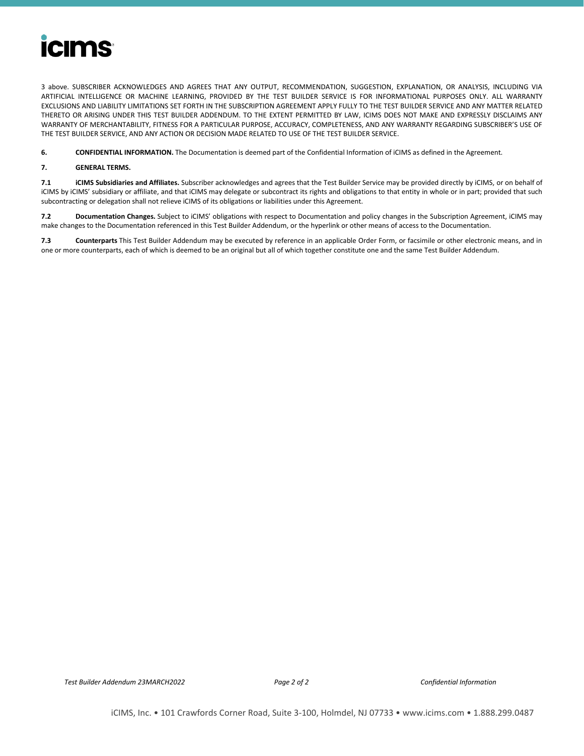3 above. SUBSCRIBER ACKNOWLEDGES AND AGREES THAT ANY OUTPUT, RECOMMENDATION, SUGGESTION, EXPLANATION, OR ANALYSIS, INCLUDING VIA ARTIFICIAL INTELLIGENCE OR MACHINE LEARNING, PROVIDED BY THE TEST BUILDER SERVICE IS FOR INFORMATIONAL PURPOSES ONLY. ALL WARRANTY EXCLUSIONS AND LIABILITY LIMITATIONS SET FORTH IN THE SUBSCRIPTION AGREEMENT APPLY FULLY TO THE TEST BUILDER SERVICE AND ANY MATTER RELATED THERETO OR ARISING UNDER THIS TEST BUILDER ADDENDUM. TO THE EXTENT PERMITTED BY LAW, ICIMS DOES NOT MAKE AND EXPRESSLY DISCLAIMS ANY WARRANTY OF MERCHANTABILITY, FITNESS FOR A PARTICULAR PURPOSE, ACCURACY, COMPLETENESS, AND ANY WARRANTY REGARDING SUBSCRIBER'S USE OF THE TEST BUILDER SERVICE, AND ANY ACTION OR DECISION MADE RELATED TO USE OF THE TEST BUILDER SERVICE.

**6. CONFIDENTIAL INFORMATION.** The Documentation is deemed part of the Confidential Information of iCIMS as defined in the Agreement.

**7. GENERAL TERMS.**

**7.1 iCIMS Subsidiaries and Affiliates.** Subscriber acknowledges and agrees that the Test Builder Service may be provided directly by iCIMS, or on behalf of iCIMS by iCIMS' subsidiary or affiliate, and that iCIMS may delegate or subcontract its rights and obligations to that entity in whole or in part; provided that such subcontracting or delegation shall not relieve iCIMS of its obligations or liabilities under this Agreement.

**7.2 Documentation Changes.** Subject to iCIMS' obligations with respect to Documentation and policy changes in the Subscription Agreement, iCIMS may make changes to the Documentation referenced in this Test Builder Addendum, or the hyperlink or other means of access to the Documentation.

**7.3 Counterparts** This Test Builder Addendum may be executed by reference in an applicable Order Form, or facsimile or other electronic means, and in one or more counterparts, each of which is deemed to be an original but all of which together constitute one and the same Test Builder Addendum.